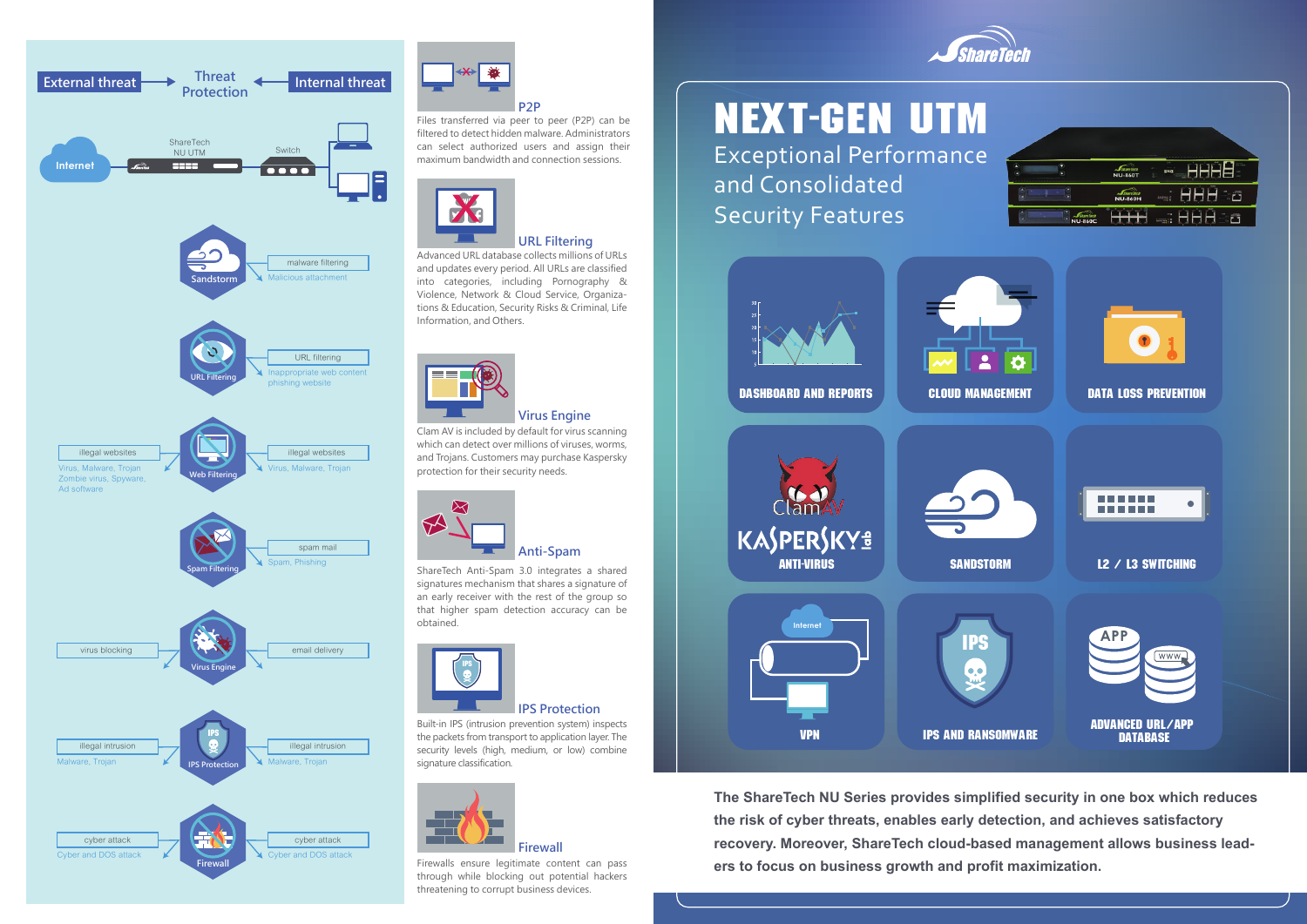# NEXT-GEN UTM

## Exceptional Performance and Consolidated Security Features

External threat → Threat Protection ← Internal threat

Internet — ShareTech NU UTM — Switch

- Sandstorm: malware filtering; Malicious attachment
- URL Filtering: URL filtering; Inappropriate web content, phishing website
- Web Filtering: illegal websites (Virus, Malware, Trojan, Zombie virus, Spyware, Ad software); illegal websites (Virus, Malware, Trojan)
- Spam Filtering: spam mail; Spam, Phishing
- Virus Engine: virus blocking; email delivery
- IPS Protection: illegal intrusion (Malware, Trojan); illegal intrusion (Malware, Trojan)
- Firewall: cyber attack (Cyber and DOS attack); cyber attack (Cyber and DOS attack)

### P2P

Files transferred via peer to peer (P2P) can be filtered to detect hidden malware. Administrators can select authorized users and control their maximum bandwidth and connection sessions.

### URL Filtering

Advanced URL database collects millions of URLs and updates every period. All URLs are classified into categories, including Pornography & Violence, Network & Cloud Service, Organizations & Education, Security Risks & Criminal, Life Information, and Others.

### Virus Engine

Clam AV is included by default for virus scanning which can detect over millions of viruses, worms, and Trojans. Customers may purchase Kaspersky protection for their security needs.

### Anti-Spam

ShareTech Anti-Spam 3.0 integrates a shared signatures mechanism that shares a signature of an early receiver with the rest of the group so that higher spam detection accuracy can be obtained.

### IPS Protection

Built-in IPS (intrusion prevention system) inspects the packets from transport to application layer. The security levels (high, medium, or low) combine signature classification.

### Firewall

Firewalls ensure legitimate content can pass through while blocking out potential hackers threatening to corrupt business devices.

- DASHBOARD AND REPORTS
- CLOUD MANAGEMENT
- DATA LOSS PREVENTION
- ANTI-VIRUS (ClamAV, Kaspersky)
- SANDSTORM
- L2 / L3 SWITCHING
- VPN
- IPS AND RANSOMWARE
- ADVANCED URL/APP DATABASE

**The ShareTech NU Series provides simplified security in one box which reduces the risk of cyber threats, enables early detection, and achieves satisfactory recovery. Moreover, ShareTech cloud-based management allows business leaders to focus on business growth and profit maximization.**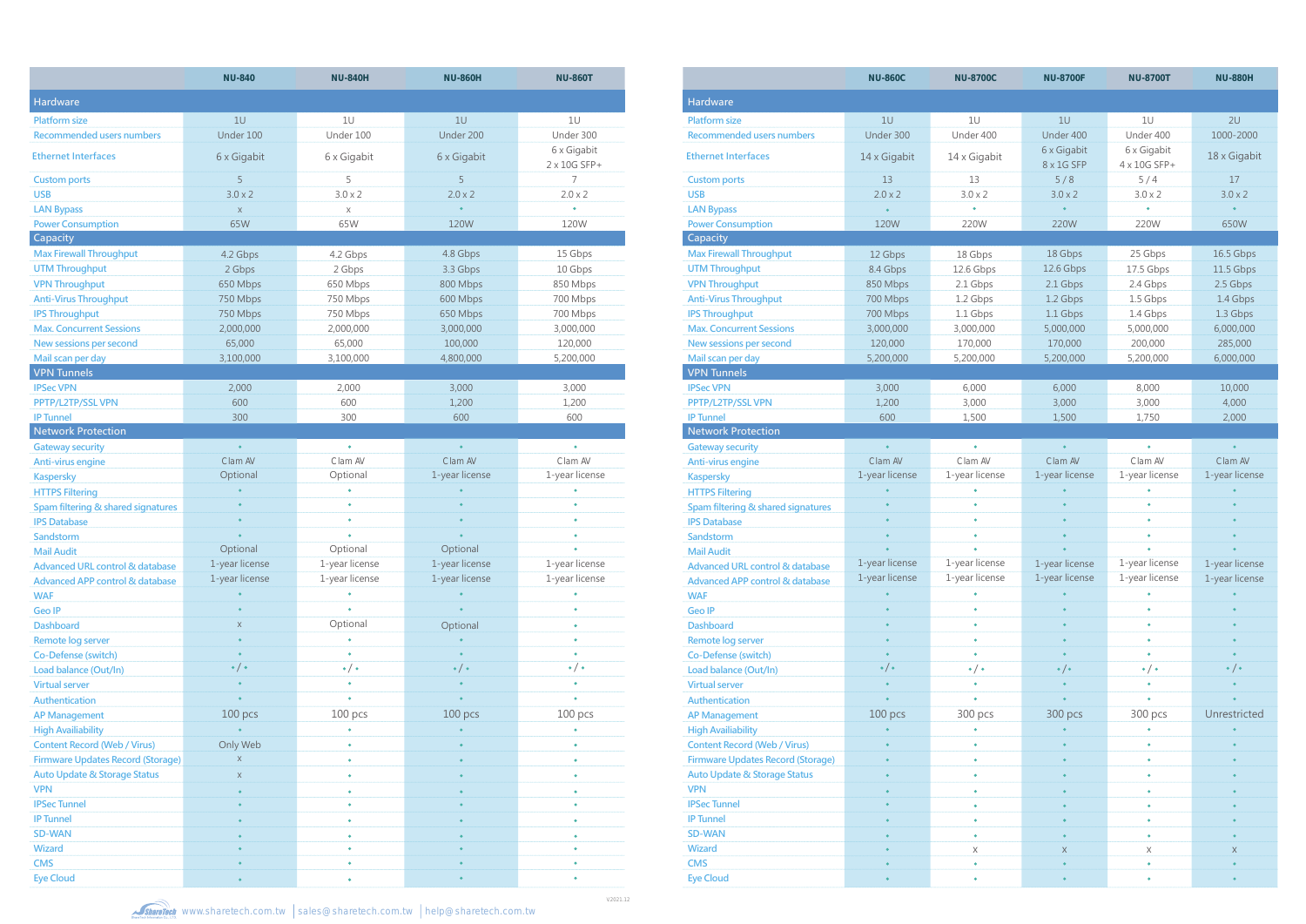| | NU-840 | NU-840H | NU-860H | NU-860T |
|---|---|---|---|---|
| **Hardware** | | | | |
| Platform size | 1U | 1U | 1U | 1U |
| Recommended users numbers | Under 100 | Under 100 | Under 200 | Under 300 |
| Ethernet Interfaces | 6 x Gigabit | 6 x Gigabit | 6 x Gigabit | 6 x Gigabit 2 x 10G SFP+ |
| Custom ports | 5 | 5 | 5 | 7 |
| USB | 3.0 x 2 | 3.0 x 2 | 2.0 x 2 | 2.0 x 2 |
| LAN Bypass | x | x | • | • |
| Power Consumption | 65W | 65W | 120W | 120W |
| **Capacity** | | | | |
| Max Firewall Throughput | 4.2 Gbps | 4.2 Gbps | 4.8 Gbps | 15 Gbps |
| UTM Throughput | 2 Gbps | 2 Gbps | 3.3 Gbps | 10 Gbps |
| VPN Throughput | 650 Mbps | 650 Mbps | 800 Mbps | 850 Mbps |
| Anti-Virus Throughput | 750 Mbps | 750 Mbps | 600 Mbps | 700 Mbps |
| IPS Throughput | 750 Mbps | 750 Mbps | 650 Mbps | 700 Mbps |
| Max. Concurrent Sessions | 2,000,000 | 2,000,000 | 3,000,000 | 3,000,000 |
| New sessions per second | 65,000 | 65,000 | 100,000 | 120,000 |
| Mail scan per day | 3,100,000 | 3,100,000 | 4,800,000 | 5,200,000 |
| **VPN Tunnels** | | | | |
| IPSec VPN | 2,000 | 2,000 | 3,000 | 3,000 |
| PPTP/L2TP/SSL VPN | 600 | 600 | 1,200 | 1,200 |
| IP Tunnel | 300 | 300 | 600 | 600 |
| **Network Protection** | | | | |
| Gateway security | • | • | • | • |
| Anti-virus engine | Clam AV | Clam AV | Clam AV | Clam AV |
| Kaspersky | Optional | Optional | 1-year license | 1-year license |
| HTTPS Filtering | • | • | • | • |
| Spam filtering & shared signatures | • | • | • | • |
| IPS Database | • | • | • | • |
| Sandstorm | • | • | • | • |
| Mail Audit | Optional | Optional | Optional | • |
| Advanced URL control & database | 1-year license | 1-year license | 1-year license | 1-year license |
| Advanced APP control & database | 1-year license | 1-year license | 1-year license | 1-year license |
| WAF | • | • | • | • |
| Geo IP | • | • | • | • |
| Dashboard | x | Optional | Optional | • |
| Remote log server | • | • | • | • |
| Co-Defense (switch) | • | • | • | • |
| Load balance (Out/In) | • / • | • / • | • / • | • / • |
| Virtual server | • | • | • | • |
| Authentication | • | • | • | • |
| AP Management | 100 pcs | 100 pcs | 100 pcs | 100 pcs |
| High Availiability | • | • | • | • |
| Content Record (Web / Virus) | Only Web | • | • | • |
| Firmware Updates Record (Storage) | x | • | • | • |
| Auto Update & Storage Status | x | • | • | • |
| VPN | • | • | • | • |
| IPSec Tunnel | • | • | • | • |
| IP Tunnel | • | • | • | • |
| SD-WAN | • | • | • | • |
| Wizard | • | • | • | • |
| CMS | • | • | • | • |
| Eye Cloud | • | • | • | • |

| | NU-860C | NU-8700C | NU-8700F | NU-8700T | NU-880H |
|---|---|---|---|---|---|
| **Hardware** | | | | | |
| Platform size | 1U | 1U | 1U | 1U | 2U |
| Recommended users numbers | Under 300 | Under 400 | Under 400 | Under 400 | 1000-2000 |
| Ethernet Interfaces | 14 x Gigabit | 14 x Gigabit | 6 x Gigabit 8 x 1G SFP | 6 x Gigabit 4 x 10G SFP+ | 18 x Gigabit |
| Custom ports | 13 | 13 | 5 / 8 | 5 / 4 | 17 |
| USB | 2.0 x 2 | 3.0 x 2 | 3.0 x 2 | 3.0 x 2 | 3.0 x 2 |
| LAN Bypass | • | • | • | • | • |
| Power Consumption | 120W | 220W | 220W | 220W | 650W |
| **Capacity** | | | | | |
| Max Firewall Throughput | 12 Gbps | 18 Gbps | 18 Gbps | 25 Gbps | 16.5 Gbps |
| UTM Throughput | 8.4 Gbps | 12.6 Gbps | 12.6 Gbps | 17.5 Gbps | 11.5 Gbps |
| VPN Throughput | 850 Mbps | 2.1 Gbps | 2.1 Gbps | 2.4 Gbps | 2.5 Gbps |
| Anti-Virus Throughput | 700 Mbps | 1.2 Gbps | 1.2 Gbps | 1.5 Gbps | 1.4 Gbps |
| IPS Throughput | 700 Mbps | 1.1 Gbps | 1.1 Gbps | 1.4 Gbps | 1.3 Gbps |
| Max. Concurrent Sessions | 3,000,000 | 3,000,000 | 5,000,000 | 5,000,000 | 6,000,000 |
| New sessions per second | 120,000 | 170,000 | 170,000 | 200,000 | 285,000 |
| Mail scan per day | 5,200,000 | 5,200,000 | 5,200,000 | 5,200,000 | 6,000,000 |
| **VPN Tunnels** | | | | | |
| IPSec VPN | 3,000 | 6,000 | 6,000 | 8,000 | 10,000 |
| PPTP/L2TP/SSL VPN | 1,200 | 3,000 | 3,000 | 3,000 | 4,000 |
| IP Tunnel | 600 | 1,500 | 1,500 | 1,750 | 2,000 |
| **Network Protection** | | | | | |
| Gateway security | • | • | • | • | • |
| Anti-virus engine | Clam AV | Clam AV | Clam AV | Clam AV | Clam AV |
| Kaspersky | 1-year license | 1-year license | 1-year license | 1-year license | 1-year license |
| HTTPS Filtering | • | • | • | • | • |
| Spam filtering & shared signatures | • | • | • | • | • |
| IPS Database | • | • | • | • | • |
| Sandstorm | • | • | • | • | • |
| Mail Audit | • | • | • | • | • |
| Advanced URL control & database | 1-year license | 1-year license | 1-year license | 1-year license | 1-year license |
| Advanced APP control & database | 1-year license | 1-year license | 1-year license | 1-year license | 1-year license |
| WAF | • | • | • | • | • |
| Geo IP | • | • | • | • | • |
| Dashboard | • | • | • | • | • |
| Remote log server | • | • | • | • | • |
| Co-Defense (switch) | • | • | • | • | • |
| Load balance (Out/In) | • / • | • / • | • / • | • / • | • / • |
| Virtual server | • | • | • | • | • |
| Authentication | • | • | • | • | • |
| AP Management | 100 pcs | 300 pcs | 300 pcs | 300 pcs | Unrestricted |
| High Availiability | • | • | • | • | • |
| Content Record (Web / Virus) | • | • | • | • | • |
| Firmware Updates Record (Storage) | • | • | • | • | • |
| Auto Update & Storage Status | • | • | • | • | • |
| VPN | • | • | • | • | • |
| IPSec Tunnel | • | • | • | • | • |
| IP Tunnel | • | • | • | • | • |
| SD-WAN | • | • | • | • | • |
| Wizard | • | x | x | x | x |
| CMS | • | • | • | • | • |
| Eye Cloud | • | • | • | • | • |

V2021.12

www.sharetech.com.tw | sales@sharetech.com.tw | help@sharetech.com.tw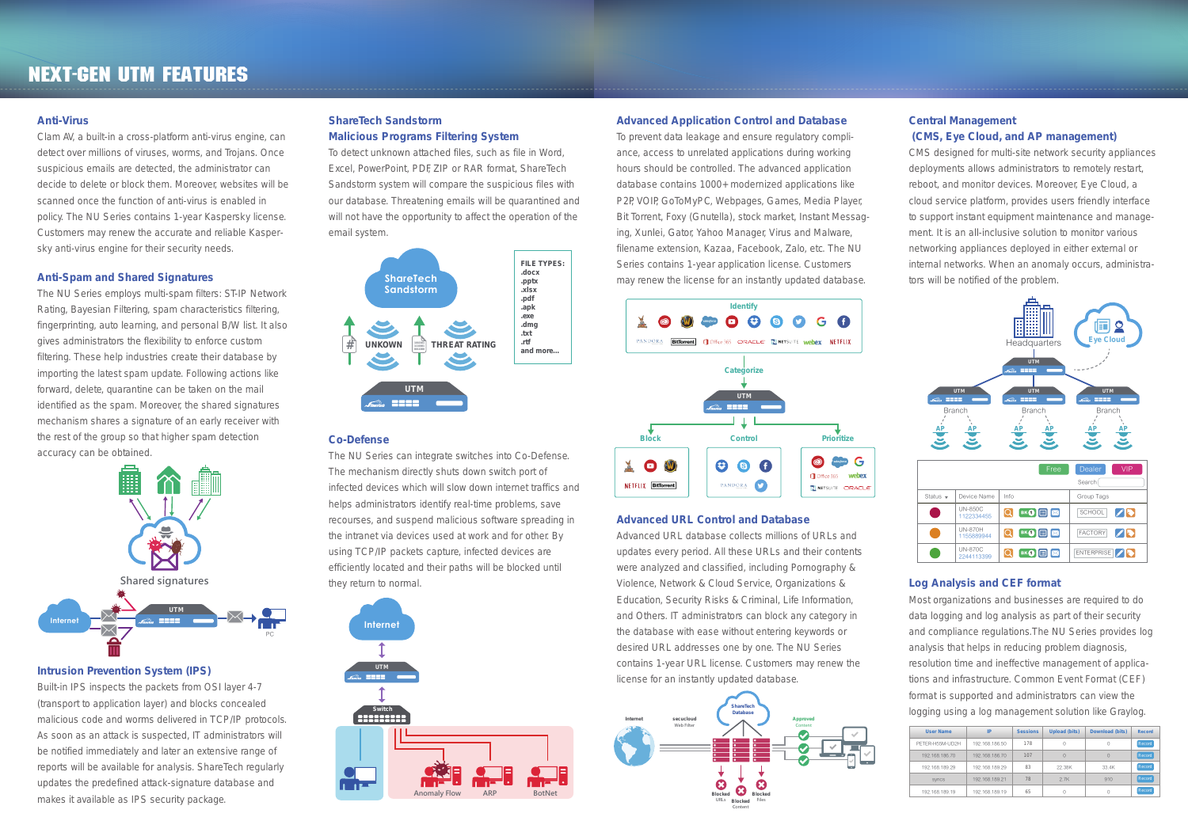# NEXT-GEN UTM FEATURES

### Anti-Virus

Clam AV, a built-in a cross-platform anti-virus engine, can detect over millions of viruses, worms, and Trojans. Once suspicious emails are detected, the administrator can decide to delete or block them. Moreover, websites will be scanned once the function of anti-virus is enabled in policy. The NU Series contains 1-year Kaspersky license. Customers may renew the accurate and reliable Kaspersky anti-virus engine for their security needs.

### Anti-Spam and Shared Signatures

The NU Series employs multi-spam filters: ST-IP Network Rating, Bayesian Filtering, spam characteristics filtering, fingerprinting, auto learning, and personal B/W list. It also gives administrators the flexibility to enforce custom filtering. These help industries create their database by importing the latest spam update. Following actions like forward, delete, quarantine can be taken on the mail identified as the spam. Moreover, the shared signatures mechanism shares a signature of an early receiver with the rest of the group so that higher spam detection accuracy can be obtained.

Shared signatures

### Intrusion Prevention System (IPS)

Built-in IPS inspects the packets from OSI layer 4-7 (transport to application layer) and blocks concealed malicious code and worms delivered in TCP/IP protocols. As soon as an attack is suspected, IT administrators will be notified immediately and later an extensive range of reports will be available for analysis. ShareTech regularly updates the predefined attack-signature database and makes it available as IPS security package.

### ShareTech Sandstorm Malicious Programs Filtering System

To detect unknown attached files, such as file in Word, Excel, PowerPoint, PDF, ZIP or RAR format, ShareTech Sandstorm system will compare the suspicious files with our database. Threatening emails will be quarantined and will not have the opportunity to affect the operation of the email system.

FILE TYPES: .docx .pptx .xlsx .pdf .apk .exe .dmg .txt .rtf and more...

### Co-Defense

The NU Series can integrate switches into Co-Defense. The mechanism directly shuts down switch port of the infected devices which will slow down internet traffics and helps administrators identify real-time problems, save recourses, and suspend malicious software spreading in the intranet via devices used at work and for other. By using TCP/IP packets capture, infected devices are efficiently located and their paths will be blocked until they return to normal.

### Advanced Application Control and Database

To prevent data leakage and ensure regulatory compliance, access to unrelated applications during working hours should be controlled. The advanced application database contains 1000+ modernized applications like P2P, VOIP, GoToMyPC, Webpages, Games, Media Player, Bit Torrent, Foxy (Gnutella), stock market, Instant Messaging, Xunlei, Gator, Yahoo Manager, Virus and Malware, filename extension, Kazaa, Facebook, Zalo, etc. The NU Series contains 1-year application license. Customers may renew the license for an instantly updated database.

### Advanced URL Control and Database

Advanced URL database collects millions of URLs and updates every period. All these URLs and their contents were analyzed and classified, including Pornography & Violence, Network & Cloud Service, Organizations & Education, Security Risks & Criminal, Life Information, and Others. IT administrators can block any category in the database with ease without entering keywords or desired URL addresses one by one. The NU Series contains 1-year URL license. Customers may renew the license for an instantly updated database.

### Central Management (CMS, Eye Cloud, and AP management)

CMS designed for multi-site network security appliances deployments allows administrators to remotely restart, reboot, and monitor devices. Moreover, Eye Cloud, a cloud service platform, provides users friendly interface to support instant equipment maintenance and management. It is an all-inclusive solution to monitor various networking appliances deployed in either external or internal networks. When an anomaly occurs, administrators will be notified of the problem.

### Log Analysis and CEF format

Most organizations and businesses are required to do data logging and log analysis as part of their security and compliance regulations. The NU Series provides log analysis that helps in reducing problem diagnosis, resolution time and ineffective management of applications and infrastructure. Common Event Format (CEF) format is supported and administrators can view the logging using a log management solution like Graylog.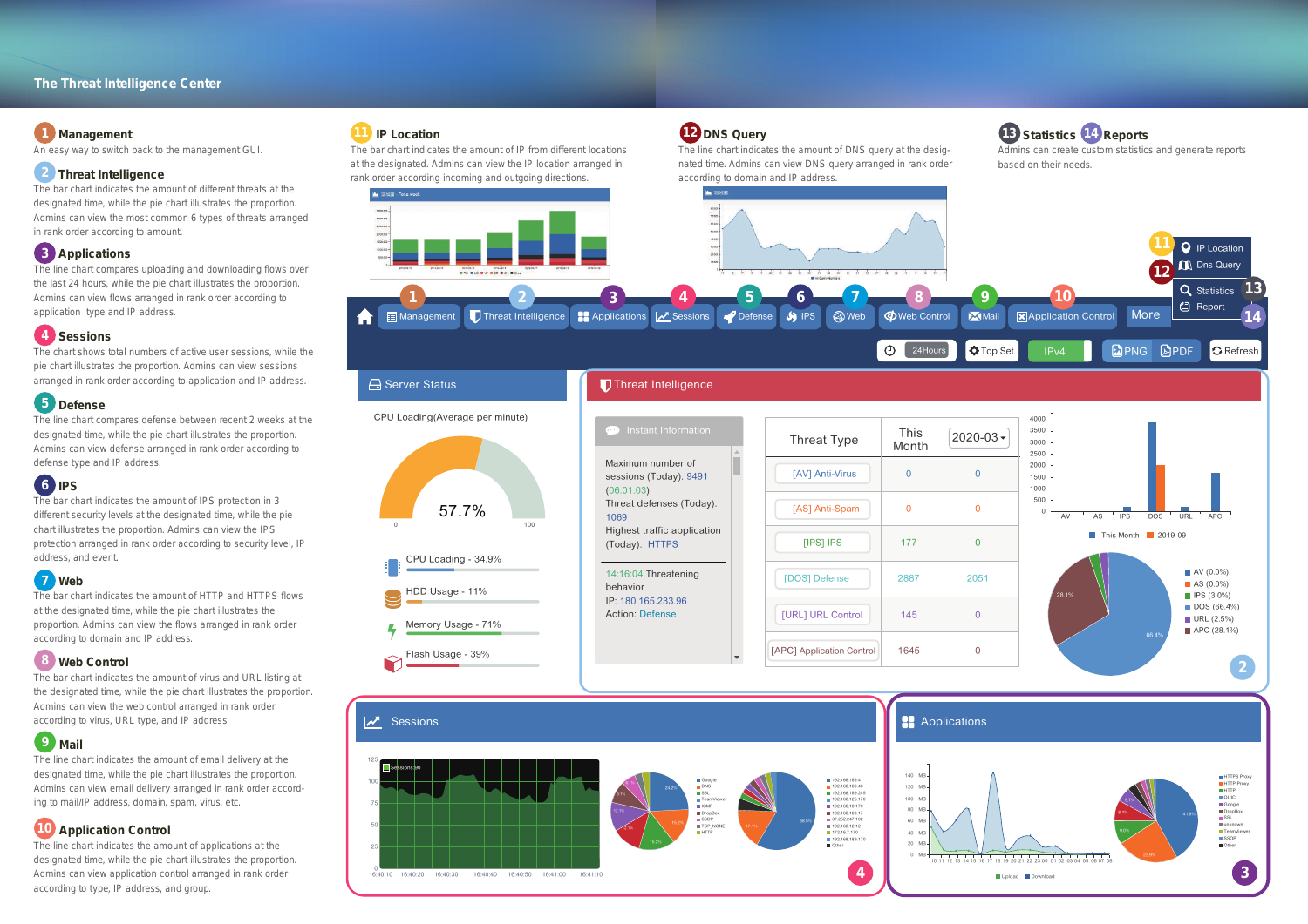# The Threat Intelligence Center

## 1 Management
An easy way to switch back to the management GUI.

## 2 Threat Intelligence
The bar chart indicates the amount of different threats at the designated time, while the pie chart illustrates the proportion. Admins can view the most common 6 types of threats arranged in rank order according to amount.

## 3 Applications
The line chart compares uploading and downloading flows over the last 24 hours, while the pie chart illustrates the proportion. Admins can view flows arranged in rank order according to application type and IP address.

## 4 Sessions
The chart shows total numbers of active user sessions, while the pie chart illustrates the proportion. Admins can view sessions arranged in rank order according to application and IP address.

## 5 Defense
The line chart compares defense between recent 2 weeks at the designated time, while the pie chart illustrates the proportion. Admins can view defense arranged in rank order according to defense type and IP address.

## 6 IPS
The bar chart indicates the amount of IPS protection in 3 different security levels at the designated time, while the pie chart illustrates the proportion. Admins can view the IPS protection arranged in rank order according to security level, IP address, and event.

## 7 Web
The bar chart indicates the amount of HTTP and HTTPS flows at the designated time, while the pie chart illustrates the proportion. Admins can view the flows arranged in rank order according to domain and IP address.

## 8 Web Control
The bar chart indicates the amount of virus and URL listing at the designated time, while the pie chart illustrates the proportion. Admins can view the web control arranged in rank order according to virus, URL type, and IP address.

## 9 Mail
The line chart indicates the amount of email delivery at the designated time, while the pie chart illustrates the proportion. Admins can view email delivery arranged in rank order according to mail/IP address, domain, spam, virus, etc.

## 10 Application Control
The line chart indicates the amount of applications at the designated time, while the pie chart illustrates the proportion. Admins can view application control arranged in rank order according to type, IP address, and group.

## 11 IP Location
The bar chart indicates the amount of IP from different locations at the designated. Admins can view the IP location arranged in rank order according incoming and outgoing directions.

## 12 DNS Query
The line chart indicates the amount of DNS query at the designated time. Admins can view DNS query arranged in rank order according to domain and IP address.

## 13 Statistics 14 Reports
Admins can create custom statistics and generate reports based on their needs.

Management | Threat Intelligence | Applications | Sessions | Defense | IPS | Web | Web Control | Mail | Application Control | More

IP Location | Dns Query | Statistics | Report

24Hours | Top Set | IPv4 | PNG | PDF | Refresh

Server Status

CPU Loading(Average per minute)

57.7%

0 100

CPU Loading - 34.9%

HDD Usage - 11%

Memory Usage - 71%

Flash Usage - 39%

Threat Intelligence

Instant Information

Maximum number of sessions (Today): 9491 (06:01:03)
Threat defenses (Today): 1069
Highest traffic application (Today): HTTPS

14:16:04 Threatening behavior
IP: 180.165.233.96
Action: Defense

| Threat Type | This Month | 2020-03 |
|---|---|---|
| [AV] Anti-Virus | 0 | 0 |
| [AS] Anti-Spam | 0 | 0 |
| [IPS] IPS | 177 | 0 |
| [DOS] Defense | 2887 | 2051 |
| [URL] URL Control | 145 | 0 |
| [APC] Application Control | 1645 | 0 |

4000 3500 3000 2500 2000 1500 1000 500 0

AV AS IPS DOS URL APC

This Month 2019-09

AV (0.0%)
AS (0.0%)
IPS (3.0%)
DOS (66.4%)
URL (2.5%)
APC (28.1%)

Sessions

Applications